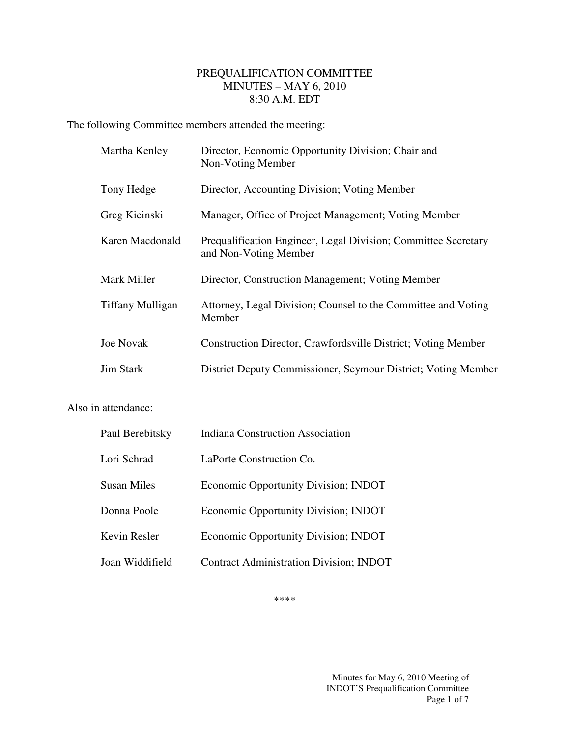# PREQUALIFICATION COMMITTEE
## MINUTES – MAY 6, 2010
### 8:30 A.M. EDT

The following Committee members attended the meeting:

| | |
|---|---|
| Martha Kenley | Director, Economic Opportunity Division; Chair and Non-Voting Member |
| Tony Hedge | Director, Accounting Division; Voting Member |
| Greg Kicinski | Manager, Office of Project Management; Voting Member |
| Karen Macdonald | Prequalification Engineer, Legal Division; Committee Secretary and Non-Voting Member |
| Mark Miller | Director, Construction Management; Voting Member |
| Tiffany Mulligan | Attorney, Legal Division; Counsel to the Committee and Voting Member |
| Joe Novak | Construction Director, Crawfordsville District; Voting Member |
| Jim Stark | District Deputy Commissioner, Seymour District; Voting Member |

Also in attendance:

| | |
|---|---|
| Paul Berebitsky | Indiana Construction Association |
| Lori Schrad | LaPorte Construction Co. |
| Susan Miles | Economic Opportunity Division; INDOT |
| Donna Poole | Economic Opportunity Division; INDOT |
| Kevin Resler | Economic Opportunity Division; INDOT |
| Joan Widdifield | Contract Administration Division; INDOT |

****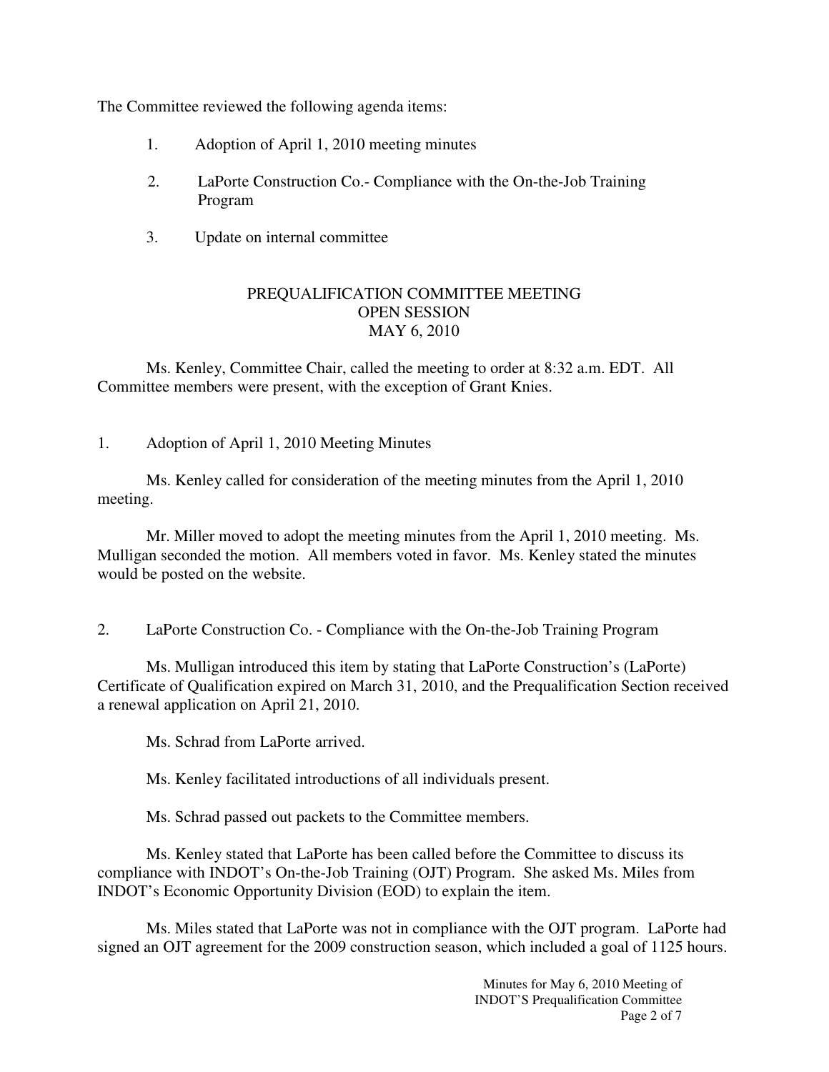The Committee reviewed the following agenda items:

1. Adoption of April 1, 2010 meeting minutes
2. LaPorte Construction Co.- Compliance with the On-the-Job Training Program
3. Update on internal committee

## PREQUALIFICATION COMMITTEE MEETING
## OPEN SESSION
## MAY 6, 2010

Ms. Kenley, Committee Chair, called the meeting to order at 8:32 a.m. EDT. All Committee members were present, with the exception of Grant Knies.

1. Adoption of April 1, 2010 Meeting Minutes

Ms. Kenley called for consideration of the meeting minutes from the April 1, 2010 meeting.

Mr. Miller moved to adopt the meeting minutes from the April 1, 2010 meeting. Ms. Mulligan seconded the motion. All members voted in favor. Ms. Kenley stated the minutes would be posted on the website.

2. LaPorte Construction Co. - Compliance with the On-the-Job Training Program

Ms. Mulligan introduced this item by stating that LaPorte Construction's (LaPorte) Certificate of Qualification expired on March 31, 2010, and the Prequalification Section received a renewal application on April 21, 2010.

Ms. Schrad from LaPorte arrived.

Ms. Kenley facilitated introductions of all individuals present.

Ms. Schrad passed out packets to the Committee members.

Ms. Kenley stated that LaPorte has been called before the Committee to discuss its compliance with INDOT's On-the-Job Training (OJT) Program. She asked Ms. Miles from INDOT's Economic Opportunity Division (EOD) to explain the item.

Ms. Miles stated that LaPorte was not in compliance with the OJT program. LaPorte had signed an OJT agreement for the 2009 construction season, which included a goal of 1125 hours.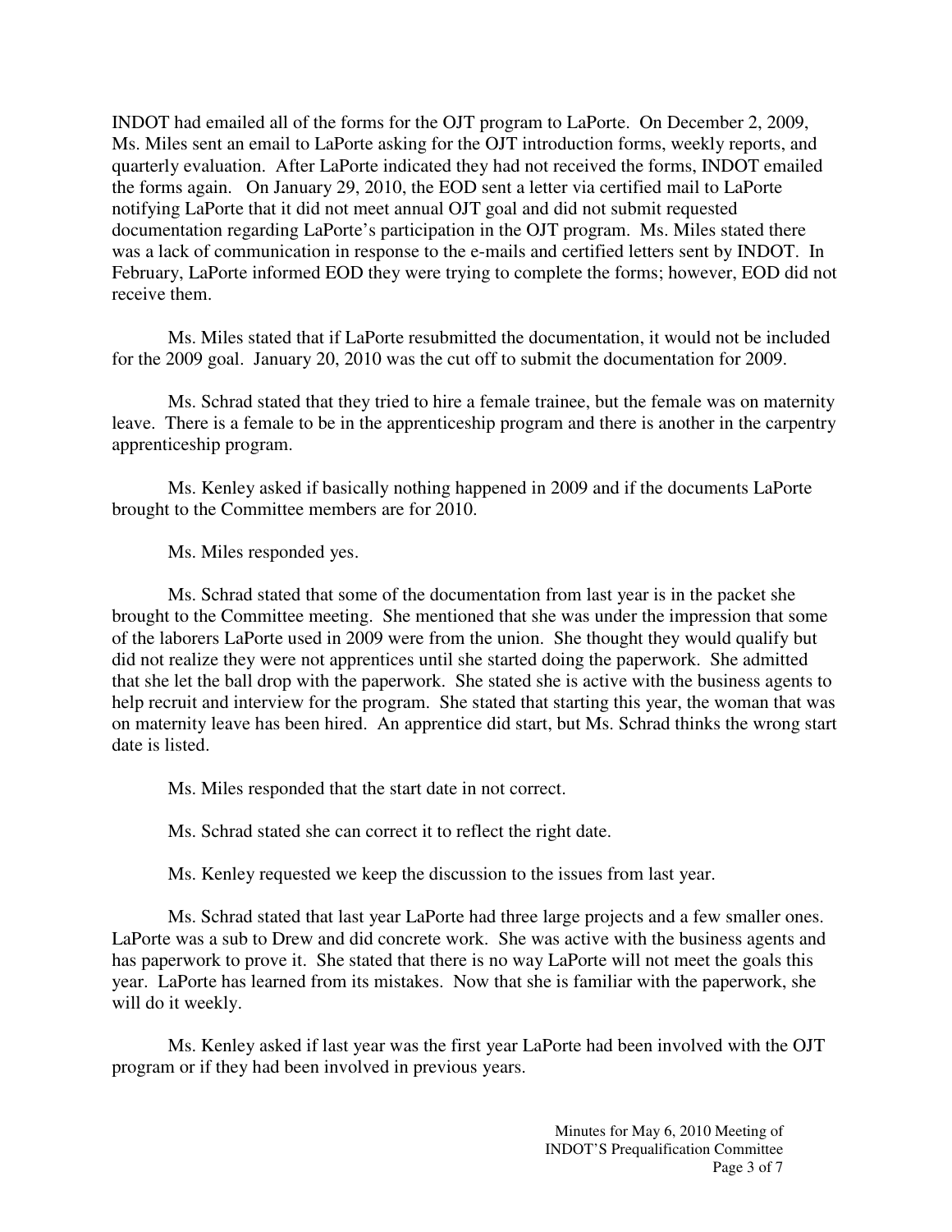INDOT had emailed all of the forms for the OJT program to LaPorte. On December 2, 2009, Ms. Miles sent an email to LaPorte asking for the OJT introduction forms, weekly reports, and quarterly evaluation. After LaPorte indicated they had not received the forms, INDOT emailed the forms again. On January 29, 2010, the EOD sent a letter via certified mail to LaPorte notifying LaPorte that it did not meet annual OJT goal and did not submit requested documentation regarding LaPorte's participation in the OJT program. Ms. Miles stated there was a lack of communication in response to the e-mails and certified letters sent by INDOT. In February, LaPorte informed EOD they were trying to complete the forms; however, EOD did not receive them.

Ms. Miles stated that if LaPorte resubmitted the documentation, it would not be included for the 2009 goal. January 20, 2010 was the cut off to submit the documentation for 2009.

Ms. Schrad stated that they tried to hire a female trainee, but the female was on maternity leave. There is a female to be in the apprenticeship program and there is another in the carpentry apprenticeship program.

Ms. Kenley asked if basically nothing happened in 2009 and if the documents LaPorte brought to the Committee members are for 2010.

Ms. Miles responded yes.

Ms. Schrad stated that some of the documentation from last year is in the packet she brought to the Committee meeting. She mentioned that she was under the impression that some of the laborers LaPorte used in 2009 were from the union. She thought they would qualify but did not realize they were not apprentices until she started doing the paperwork. She admitted that she let the ball drop with the paperwork. She stated she is active with the business agents to help recruit and interview for the program. She stated that starting this year, the woman that was on maternity leave has been hired. An apprentice did start, but Ms. Schrad thinks the wrong start date is listed.

Ms. Miles responded that the start date in not correct.

Ms. Schrad stated she can correct it to reflect the right date.

Ms. Kenley requested we keep the discussion to the issues from last year.

Ms. Schrad stated that last year LaPorte had three large projects and a few smaller ones. LaPorte was a sub to Drew and did concrete work. She was active with the business agents and has paperwork to prove it. She stated that there is no way LaPorte will not meet the goals this year. LaPorte has learned from its mistakes. Now that she is familiar with the paperwork, she will do it weekly.

Ms. Kenley asked if last year was the first year LaPorte had been involved with the OJT program or if they had been involved in previous years.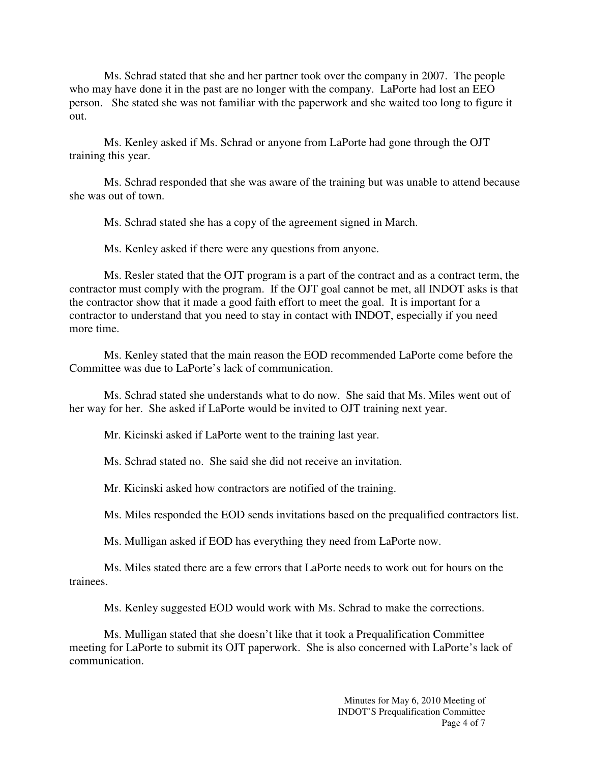Ms. Schrad stated that she and her partner took over the company in 2007. The people who may have done it in the past are no longer with the company. LaPorte had lost an EEO person. She stated she was not familiar with the paperwork and she waited too long to figure it out.

Ms. Kenley asked if Ms. Schrad or anyone from LaPorte had gone through the OJT training this year.

Ms. Schrad responded that she was aware of the training but was unable to attend because she was out of town.

Ms. Schrad stated she has a copy of the agreement signed in March.

Ms. Kenley asked if there were any questions from anyone.

Ms. Resler stated that the OJT program is a part of the contract and as a contract term, the contractor must comply with the program. If the OJT goal cannot be met, all INDOT asks is that the contractor show that it made a good faith effort to meet the goal. It is important for a contractor to understand that you need to stay in contact with INDOT, especially if you need more time.

Ms. Kenley stated that the main reason the EOD recommended LaPorte come before the Committee was due to LaPorte's lack of communication.

Ms. Schrad stated she understands what to do now. She said that Ms. Miles went out of her way for her. She asked if LaPorte would be invited to OJT training next year.

Mr. Kicinski asked if LaPorte went to the training last year.

Ms. Schrad stated no. She said she did not receive an invitation.

Mr. Kicinski asked how contractors are notified of the training.

Ms. Miles responded the EOD sends invitations based on the prequalified contractors list.

Ms. Mulligan asked if EOD has everything they need from LaPorte now.

Ms. Miles stated there are a few errors that LaPorte needs to work out for hours on the trainees.

Ms. Kenley suggested EOD would work with Ms. Schrad to make the corrections.

Ms. Mulligan stated that she doesn't like that it took a Prequalification Committee meeting for LaPorte to submit its OJT paperwork. She is also concerned with LaPorte's lack of communication.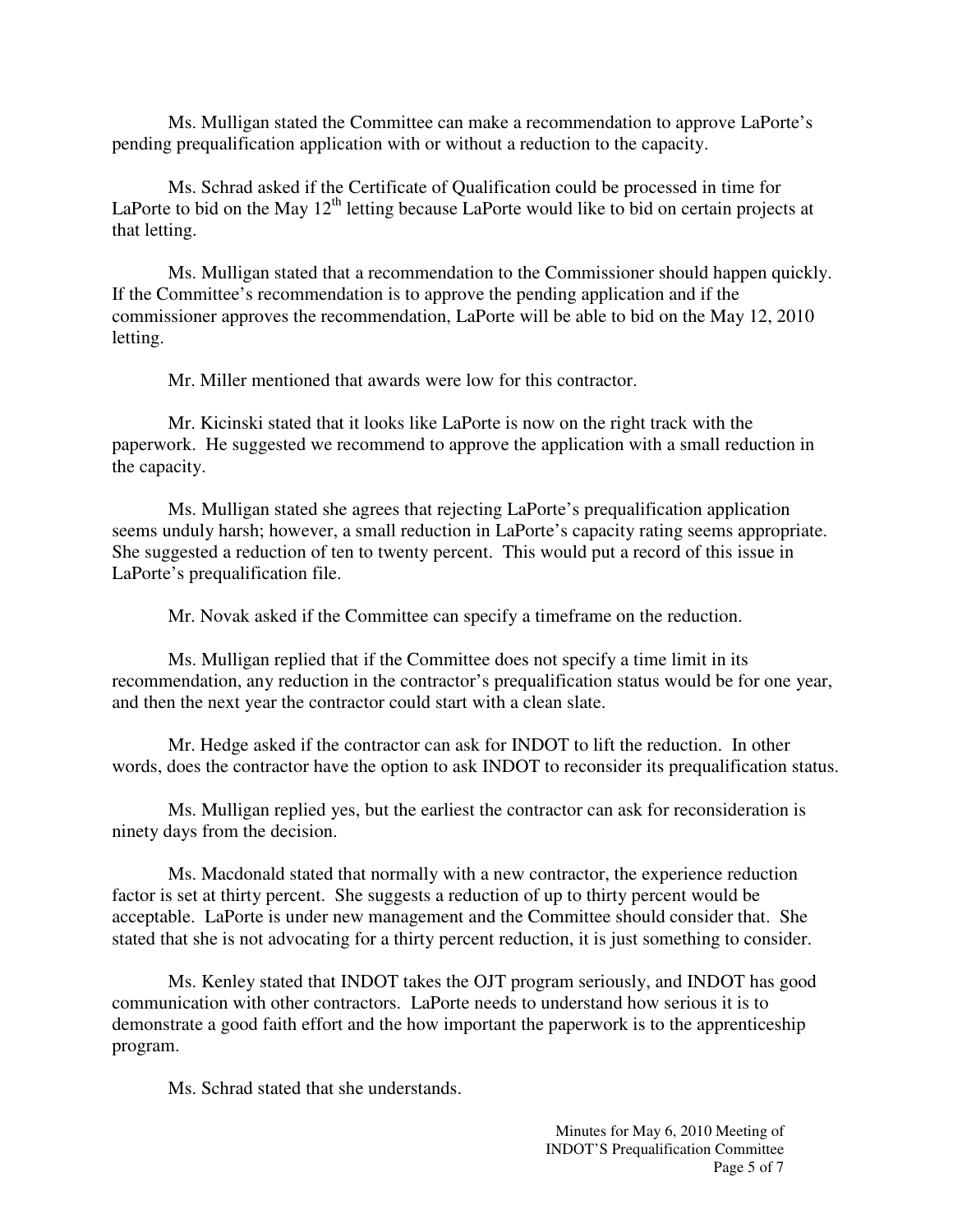Ms. Mulligan stated the Committee can make a recommendation to approve LaPorte's pending prequalification application with or without a reduction to the capacity.

Ms. Schrad asked if the Certificate of Qualification could be processed in time for LaPorte to bid on the May 12th letting because LaPorte would like to bid on certain projects at that letting.

Ms. Mulligan stated that a recommendation to the Commissioner should happen quickly. If the Committee's recommendation is to approve the pending application and if the commissioner approves the recommendation, LaPorte will be able to bid on the May 12, 2010 letting.

Mr. Miller mentioned that awards were low for this contractor.

Mr. Kicinski stated that it looks like LaPorte is now on the right track with the paperwork. He suggested we recommend to approve the application with a small reduction in the capacity.

Ms. Mulligan stated she agrees that rejecting LaPorte's prequalification application seems unduly harsh; however, a small reduction in LaPorte's capacity rating seems appropriate. She suggested a reduction of ten to twenty percent. This would put a record of this issue in LaPorte's prequalification file.

Mr. Novak asked if the Committee can specify a timeframe on the reduction.

Ms. Mulligan replied that if the Committee does not specify a time limit in its recommendation, any reduction in the contractor's prequalification status would be for one year, and then the next year the contractor could start with a clean slate.

Mr. Hedge asked if the contractor can ask for INDOT to lift the reduction. In other words, does the contractor have the option to ask INDOT to reconsider its prequalification status.

Ms. Mulligan replied yes, but the earliest the contractor can ask for reconsideration is ninety days from the decision.

Ms. Macdonald stated that normally with a new contractor, the experience reduction factor is set at thirty percent. She suggests a reduction of up to thirty percent would be acceptable. LaPorte is under new management and the Committee should consider that. She stated that she is not advocating for a thirty percent reduction, it is just something to consider.

Ms. Kenley stated that INDOT takes the OJT program seriously, and INDOT has good communication with other contractors. LaPorte needs to understand how serious it is to demonstrate a good faith effort and the how important the paperwork is to the apprenticeship program.

Ms. Schrad stated that she understands.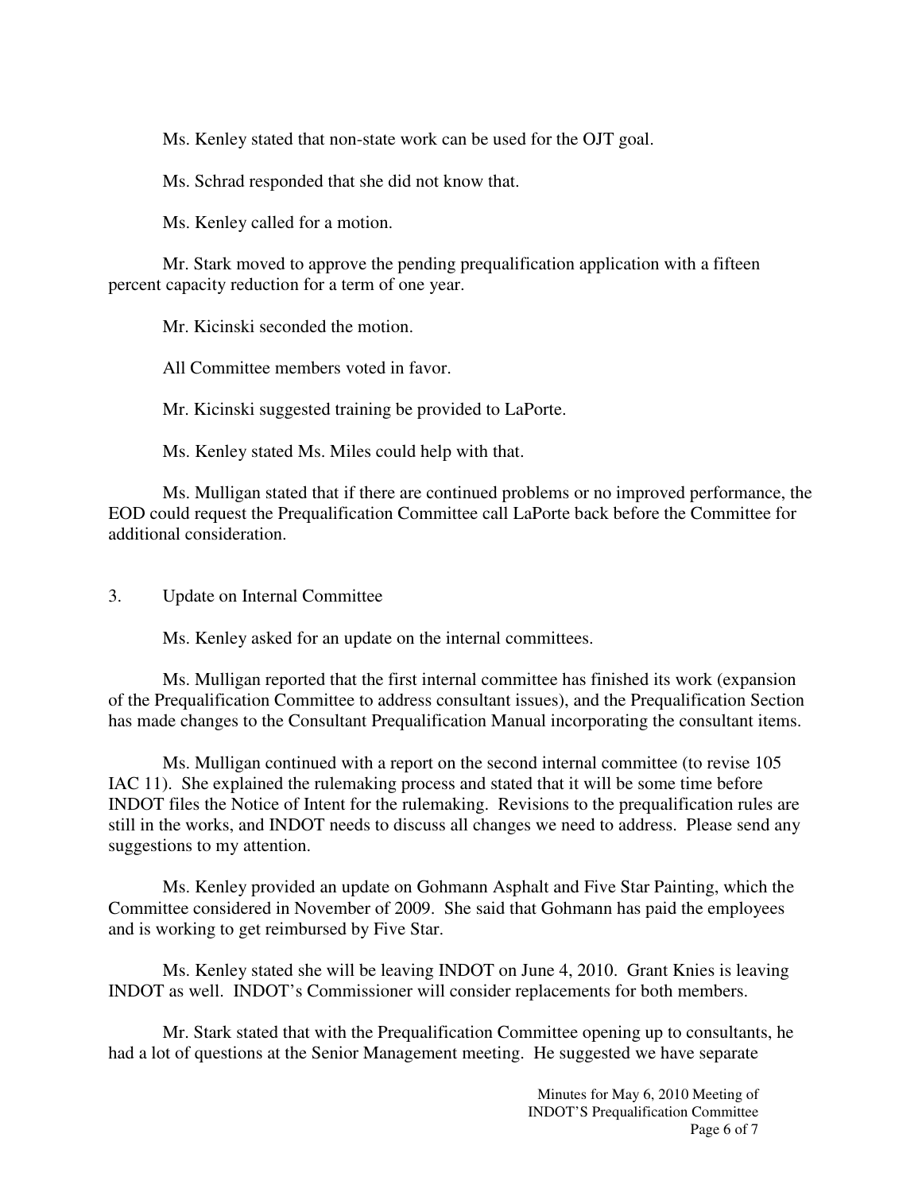Ms. Kenley stated that non-state work can be used for the OJT goal.

Ms. Schrad responded that she did not know that.

Ms. Kenley called for a motion.

Mr. Stark moved to approve the pending prequalification application with a fifteen percent capacity reduction for a term of one year.

Mr. Kicinski seconded the motion.

All Committee members voted in favor.

Mr. Kicinski suggested training be provided to LaPorte.

Ms. Kenley stated Ms. Miles could help with that.

Ms. Mulligan stated that if there are continued problems or no improved performance, the EOD could request the Prequalification Committee call LaPorte back before the Committee for additional consideration.

3. Update on Internal Committee

Ms. Kenley asked for an update on the internal committees.

Ms. Mulligan reported that the first internal committee has finished its work (expansion of the Prequalification Committee to address consultant issues), and the Prequalification Section has made changes to the Consultant Prequalification Manual incorporating the consultant items.

Ms. Mulligan continued with a report on the second internal committee (to revise 105 IAC 11). She explained the rulemaking process and stated that it will be some time before INDOT files the Notice of Intent for the rulemaking. Revisions to the prequalification rules are still in the works, and INDOT needs to discuss all changes we need to address. Please send any suggestions to my attention.

Ms. Kenley provided an update on Gohmann Asphalt and Five Star Painting, which the Committee considered in November of 2009. She said that Gohmann has paid the employees and is working to get reimbursed by Five Star.

Ms. Kenley stated she will be leaving INDOT on June 4, 2010. Grant Knies is leaving INDOT as well. INDOT's Commissioner will consider replacements for both members.

Mr. Stark stated that with the Prequalification Committee opening up to consultants, he had a lot of questions at the Senior Management meeting. He suggested we have separate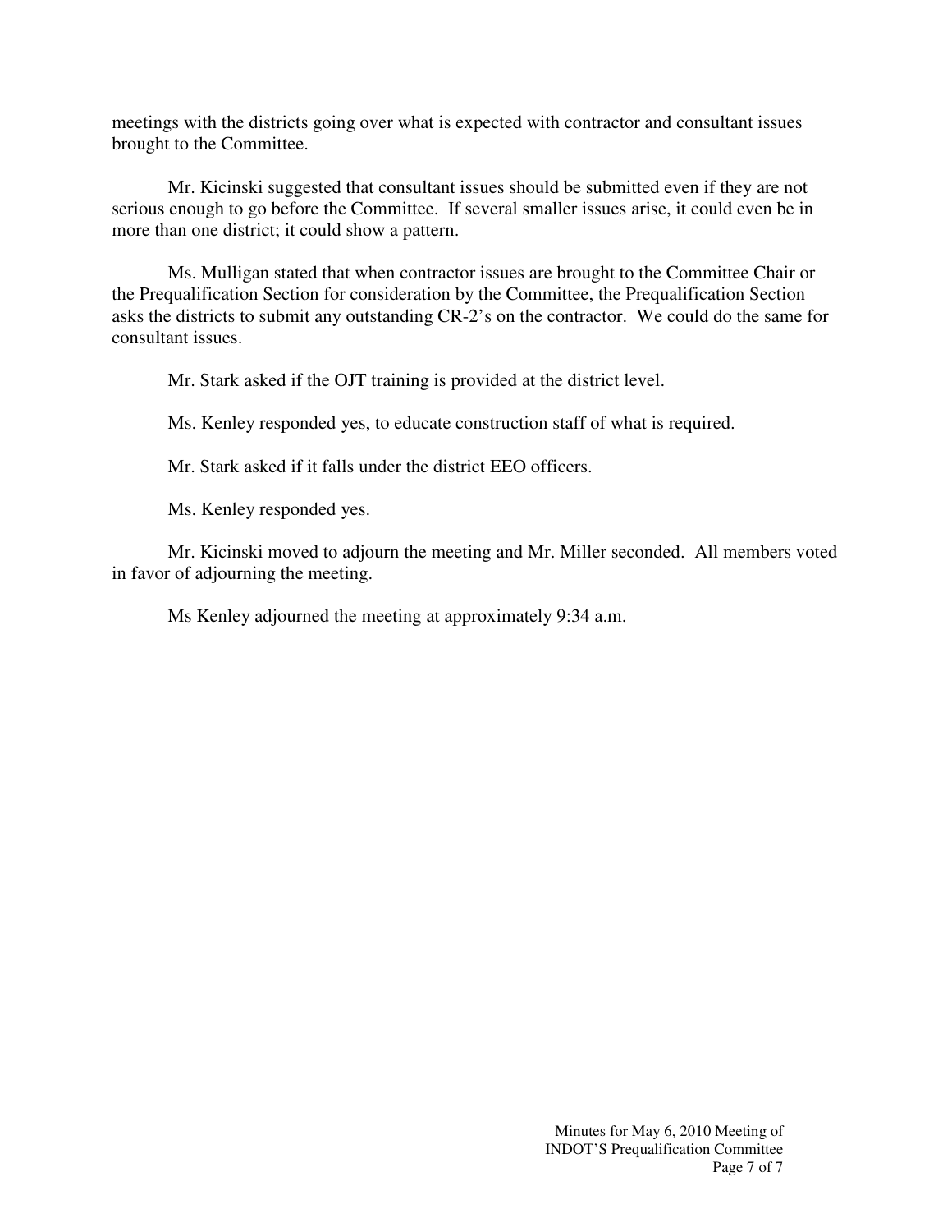meetings with the districts going over what is expected with contractor and consultant issues brought to the Committee.

Mr. Kicinski suggested that consultant issues should be submitted even if they are not serious enough to go before the Committee. If several smaller issues arise, it could even be in more than one district; it could show a pattern.

Ms. Mulligan stated that when contractor issues are brought to the Committee Chair or the Prequalification Section for consideration by the Committee, the Prequalification Section asks the districts to submit any outstanding CR-2's on the contractor. We could do the same for consultant issues.

Mr. Stark asked if the OJT training is provided at the district level.

Ms. Kenley responded yes, to educate construction staff of what is required.

Mr. Stark asked if it falls under the district EEO officers.

Ms. Kenley responded yes.

Mr. Kicinski moved to adjourn the meeting and Mr. Miller seconded. All members voted in favor of adjourning the meeting.

Ms Kenley adjourned the meeting at approximately 9:34 a.m.